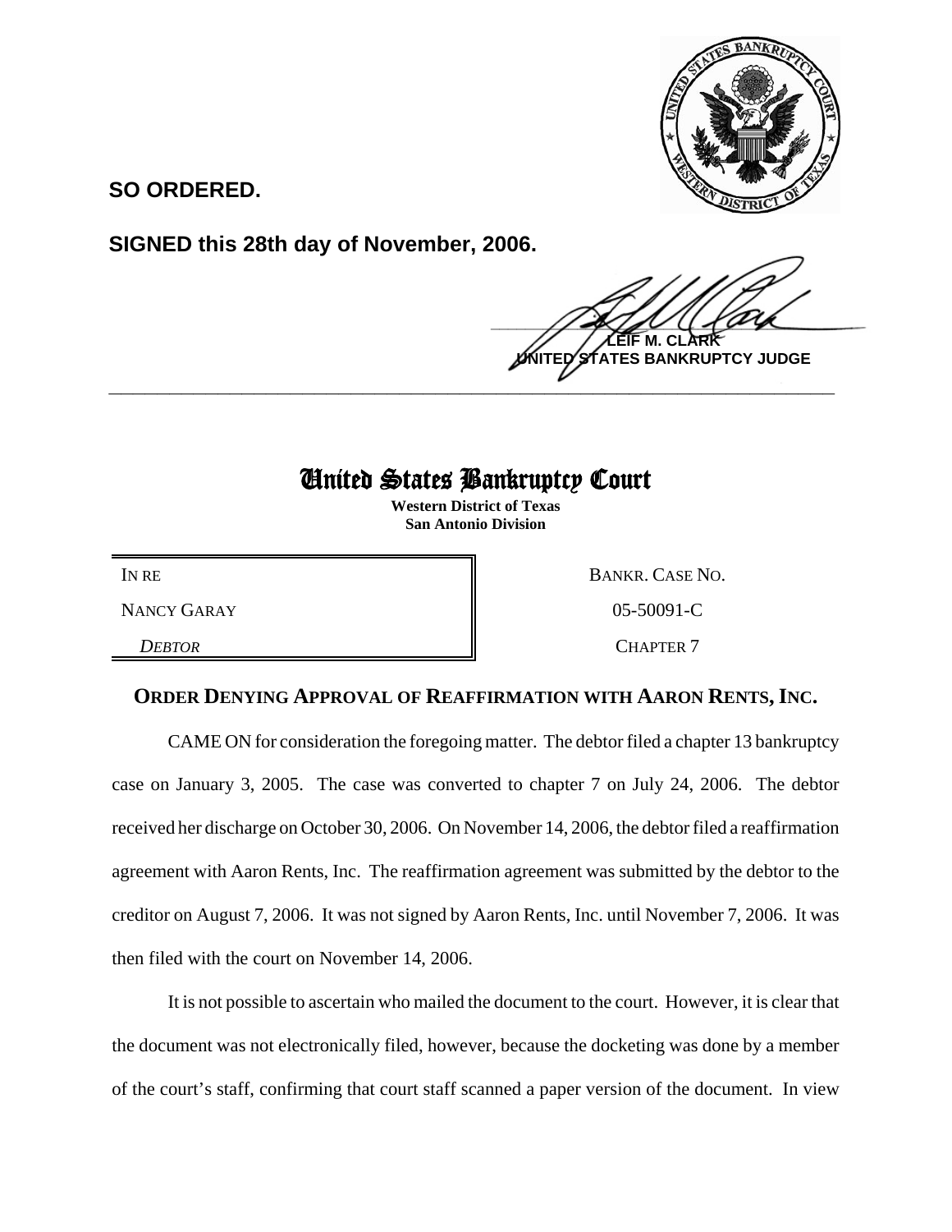**SO ORDERED.**

**SIGNED this 28th day of November, 2006.**

**LEIF M. CLARK**
**UNITED STATES BANKRUPTCY JUDGE**

---

# United States Bankruptcy Court

**Western District of Texas**
**San Antonio Division**

| | |
|---|---|
| IN RE | BANKR. CASE NO. |
| NANCY GARAY | 05-50091-C |
| *DEBTOR* | CHAPTER 7 |

## ORDER DENYING APPROVAL OF REAFFIRMATION WITH AARON RENTS, INC.

CAME ON for consideration the foregoing matter. The debtor filed a chapter 13 bankruptcy case on January 3, 2005. The case was converted to chapter 7 on July 24, 2006. The debtor received her discharge on October 30, 2006. On November 14, 2006, the debtor filed a reaffirmation agreement with Aaron Rents, Inc. The reaffirmation agreement was submitted by the debtor to the creditor on August 7, 2006. It was not signed by Aaron Rents, Inc. until November 7, 2006. It was then filed with the court on November 14, 2006.

It is not possible to ascertain who mailed the document to the court. However, it is clear that the document was not electronically filed, however, because the docketing was done by a member of the court's staff, confirming that court staff scanned a paper version of the document. In view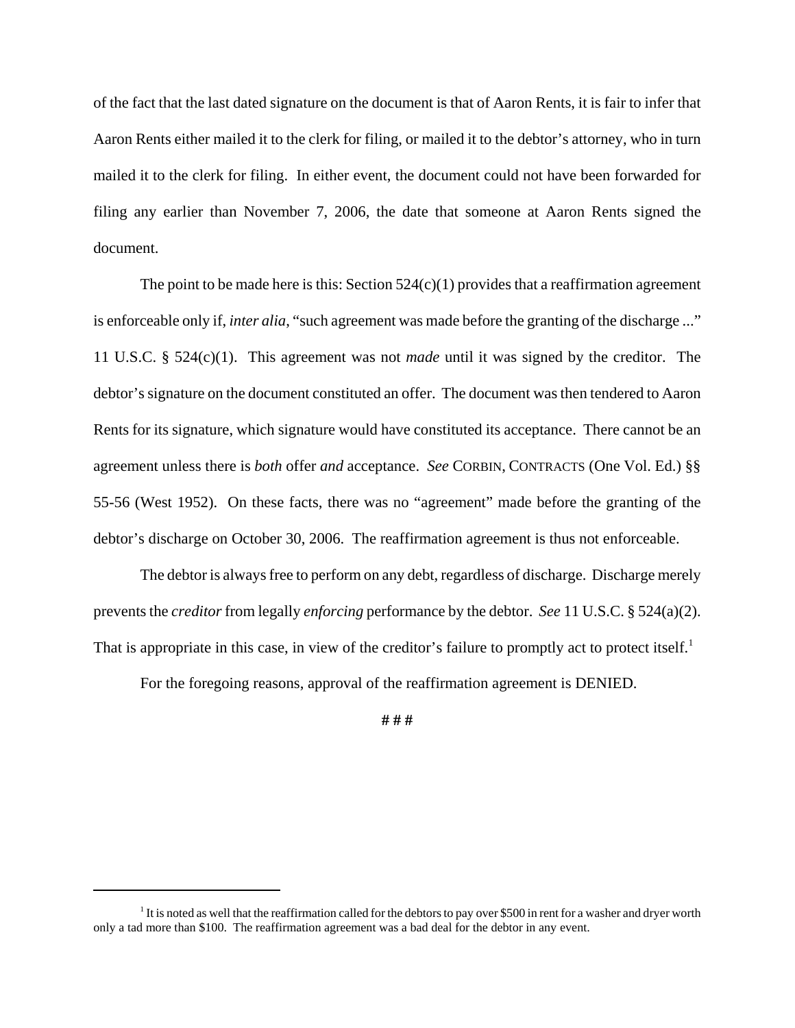of the fact that the last dated signature on the document is that of Aaron Rents, it is fair to infer that Aaron Rents either mailed it to the clerk for filing, or mailed it to the debtor's attorney, who in turn mailed it to the clerk for filing. In either event, the document could not have been forwarded for filing any earlier than November 7, 2006, the date that someone at Aaron Rents signed the document.

The point to be made here is this: Section 524(c)(1) provides that a reaffirmation agreement is enforceable only if, *inter alia*, "such agreement was made before the granting of the discharge ..." 11 U.S.C. § 524(c)(1). This agreement was not *made* until it was signed by the creditor. The debtor's signature on the document constituted an offer. The document was then tendered to Aaron Rents for its signature, which signature would have constituted its acceptance. There cannot be an agreement unless there is *both* offer *and* acceptance. *See* CORBIN, CONTRACTS (One Vol. Ed.) §§ 55-56 (West 1952). On these facts, there was no "agreement" made before the granting of the debtor's discharge on October 30, 2006. The reaffirmation agreement is thus not enforceable.

The debtor is always free to perform on any debt, regardless of discharge. Discharge merely prevents the *creditor* from legally *enforcing* performance by the debtor. *See* 11 U.S.C. § 524(a)(2). That is appropriate in this case, in view of the creditor's failure to promptly act to protect itself.[1]

For the foregoing reasons, approval of the reaffirmation agreement is DENIED.

# # #

[1] It is noted as well that the reaffirmation called for the debtors to pay over $500 in rent for a washer and dryer worth only a tad more than $100. The reaffirmation agreement was a bad deal for the debtor in any event.